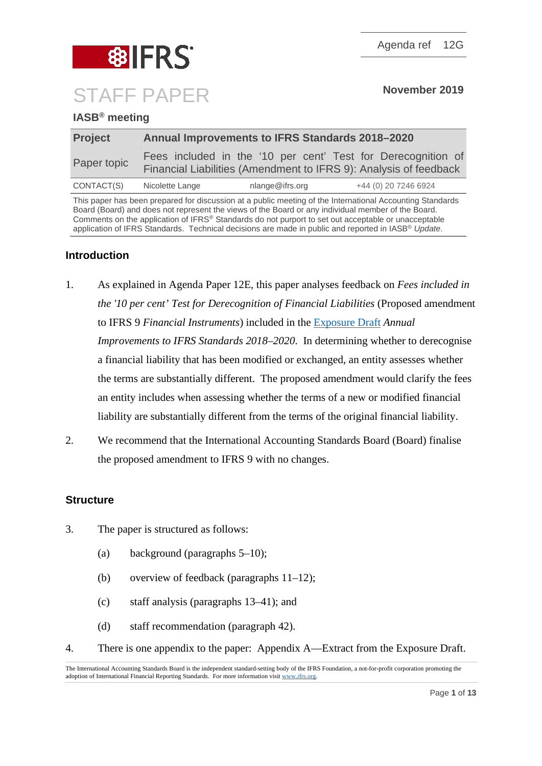Agenda ref 12G

# STAFF PAPER

**November 2019**

**IASB® meeting**

| **Project** | **Annual Improvements to IFRS Standards 2018–2020** | | |
|---|---|---|---|
| Paper topic | Fees included in the '10 per cent' Test for Derecognition of Financial Liabilities (Amendment to IFRS 9): Analysis of feedback | | |
| CONTACT(S) | Nicolette Lange | nlange@ifrs.org | +44 (0) 20 7246 6924 |

This paper has been prepared for discussion at a public meeting of the International Accounting Standards Board (Board) and does not represent the views of the Board or any individual member of the Board. Comments on the application of IFRS® Standards do not purport to set out acceptable or unacceptable application of IFRS Standards. Technical decisions are made in public and reported in IASB® *Update*.

## Introduction

1. As explained in Agenda Paper 12E, this paper analyses feedback on *Fees included in the '10 per cent' Test for Derecognition of Financial Liabilities* (Proposed amendment to IFRS 9 *Financial Instruments*) included in the Exposure Draft *Annual Improvements to IFRS Standards 2018–2020*. In determining whether to derecognise a financial liability that has been modified or exchanged, an entity assesses whether the terms are substantially different. The proposed amendment would clarify the fees an entity includes when assessing whether the terms of a new or modified financial liability are substantially different from the terms of the original financial liability.

2. We recommend that the International Accounting Standards Board (Board) finalise the proposed amendment to IFRS 9 with no changes.

## Structure

3. The paper is structured as follows:

   (a) background (paragraphs 5–10);

   (b) overview of feedback (paragraphs 11–12);

   (c) staff analysis (paragraphs 13–41); and

   (d) staff recommendation (paragraph 42).

4. There is one appendix to the paper: Appendix A—Extract from the Exposure Draft.

The International Accounting Standards Board is the independent standard-setting body of the IFRS Foundation, a not-for-profit corporation promoting the adoption of International Financial Reporting Standards. For more information visit www.ifrs.org.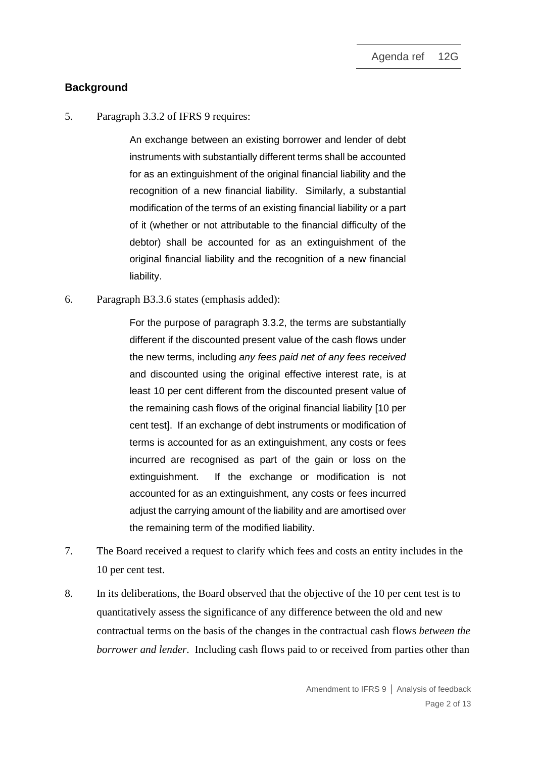## Background

5. Paragraph 3.3.2 of IFRS 9 requires:

> An exchange between an existing borrower and lender of debt instruments with substantially different terms shall be accounted for as an extinguishment of the original financial liability and the recognition of a new financial liability. Similarly, a substantial modification of the terms of an existing financial liability or a part of it (whether or not attributable to the financial difficulty of the debtor) shall be accounted for as an extinguishment of the original financial liability and the recognition of a new financial liability.

6. Paragraph B3.3.6 states (emphasis added):

> For the purpose of paragraph 3.3.2, the terms are substantially different if the discounted present value of the cash flows under the new terms, including *any fees paid net of any fees received* and discounted using the original effective interest rate, is at least 10 per cent different from the discounted present value of the remaining cash flows of the original financial liability [10 per cent test]. If an exchange of debt instruments or modification of terms is accounted for as an extinguishment, any costs or fees incurred are recognised as part of the gain or loss on the extinguishment. If the exchange or modification is not accounted for as an extinguishment, any costs or fees incurred adjust the carrying amount of the liability and are amortised over the remaining term of the modified liability.

7. The Board received a request to clarify which fees and costs an entity includes in the 10 per cent test.

8. In its deliberations, the Board observed that the objective of the 10 per cent test is to quantitatively assess the significance of any difference between the old and new contractual terms on the basis of the changes in the contractual cash flows *between the borrower and lender*. Including cash flows paid to or received from parties other than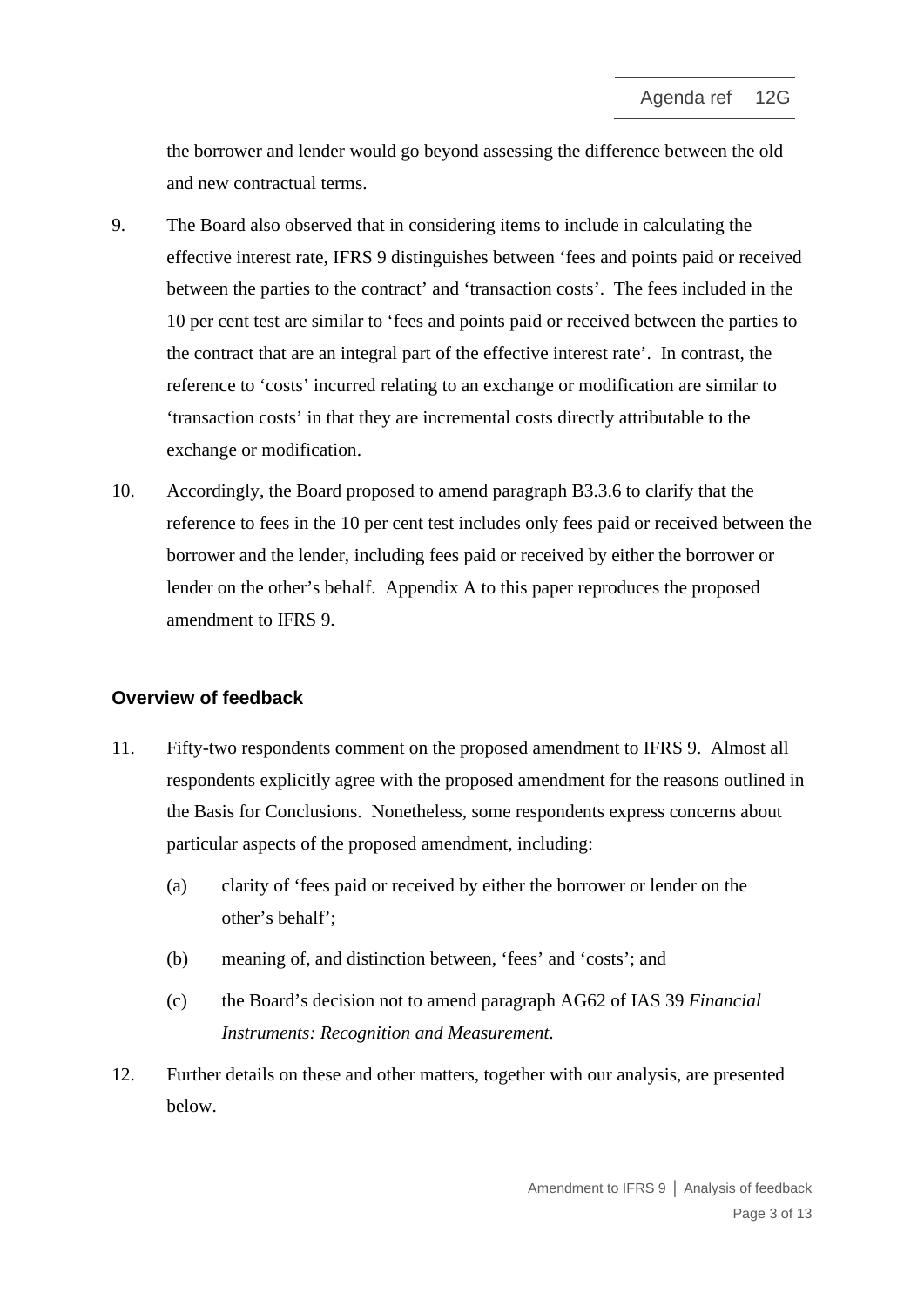the borrower and lender would go beyond assessing the difference between the old and new contractual terms.

9. The Board also observed that in considering items to include in calculating the effective interest rate, IFRS 9 distinguishes between 'fees and points paid or received between the parties to the contract' and 'transaction costs'. The fees included in the 10 per cent test are similar to 'fees and points paid or received between the parties to the contract that are an integral part of the effective interest rate'. In contrast, the reference to 'costs' incurred relating to an exchange or modification are similar to 'transaction costs' in that they are incremental costs directly attributable to the exchange or modification.

10. Accordingly, the Board proposed to amend paragraph B3.3.6 to clarify that the reference to fees in the 10 per cent test includes only fees paid or received between the borrower and the lender, including fees paid or received by either the borrower or lender on the other's behalf. Appendix A to this paper reproduces the proposed amendment to IFRS 9.

## Overview of feedback

11. Fifty-two respondents comment on the proposed amendment to IFRS 9. Almost all respondents explicitly agree with the proposed amendment for the reasons outlined in the Basis for Conclusions. Nonetheless, some respondents express concerns about particular aspects of the proposed amendment, including:

    (a) clarity of 'fees paid or received by either the borrower or lender on the other's behalf';

    (b) meaning of, and distinction between, 'fees' and 'costs'; and

    (c) the Board's decision not to amend paragraph AG62 of IAS 39 *Financial Instruments: Recognition and Measurement*.

12. Further details on these and other matters, together with our analysis, are presented below.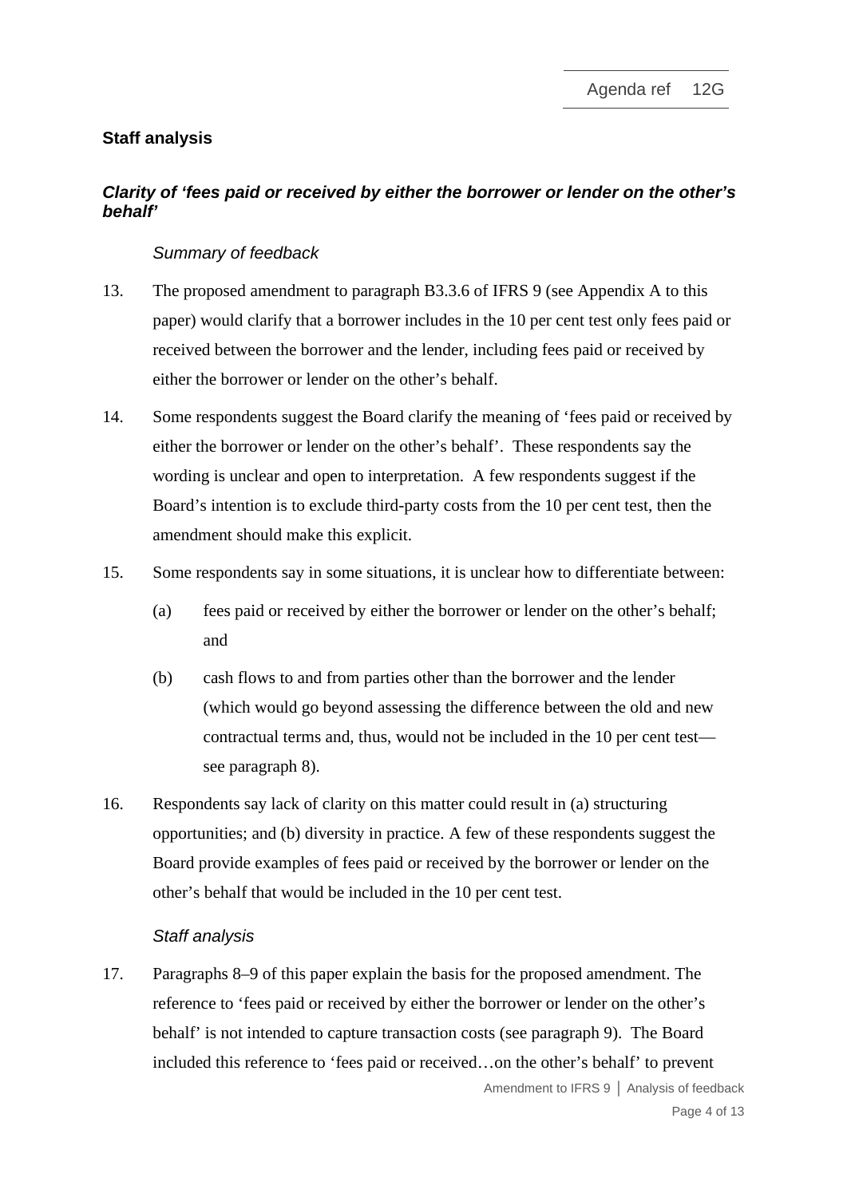## Staff analysis

### *Clarity of 'fees paid or received by either the borrower or lender on the other's behalf'*

*Summary of feedback*

13. The proposed amendment to paragraph B3.3.6 of IFRS 9 (see Appendix A to this paper) would clarify that a borrower includes in the 10 per cent test only fees paid or received between the borrower and the lender, including fees paid or received by either the borrower or lender on the other's behalf.

14. Some respondents suggest the Board clarify the meaning of 'fees paid or received by either the borrower or lender on the other's behalf'. These respondents say the wording is unclear and open to interpretation. A few respondents suggest if the Board's intention is to exclude third-party costs from the 10 per cent test, then the amendment should make this explicit.

15. Some respondents say in some situations, it is unclear how to differentiate between:

    (a) fees paid or received by either the borrower or lender on the other's behalf; and

    (b) cash flows to and from parties other than the borrower and the lender (which would go beyond assessing the difference between the old and new contractual terms and, thus, would not be included in the 10 per cent test—see paragraph 8).

16. Respondents say lack of clarity on this matter could result in (a) structuring opportunities; and (b) diversity in practice. A few of these respondents suggest the Board provide examples of fees paid or received by the borrower or lender on the other's behalf that would be included in the 10 per cent test.

*Staff analysis*

17. Paragraphs 8–9 of this paper explain the basis for the proposed amendment. The reference to 'fees paid or received by either the borrower or lender on the other's behalf' is not intended to capture transaction costs (see paragraph 9). The Board included this reference to 'fees paid or received…on the other's behalf' to prevent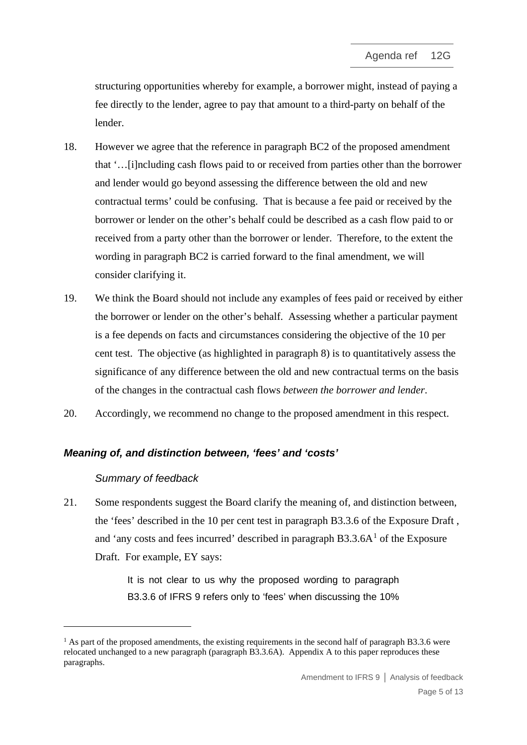structuring opportunities whereby for example, a borrower might, instead of paying a fee directly to the lender, agree to pay that amount to a third-party on behalf of the lender.

18. However we agree that the reference in paragraph BC2 of the proposed amendment that '…[i]ncluding cash flows paid to or received from parties other than the borrower and lender would go beyond assessing the difference between the old and new contractual terms' could be confusing. That is because a fee paid or received by the borrower or lender on the other's behalf could be described as a cash flow paid to or received from a party other than the borrower or lender. Therefore, to the extent the wording in paragraph BC2 is carried forward to the final amendment, we will consider clarifying it.

19. We think the Board should not include any examples of fees paid or received by either the borrower or lender on the other's behalf. Assessing whether a particular payment is a fee depends on facts and circumstances considering the objective of the 10 per cent test. The objective (as highlighted in paragraph 8) is to quantitatively assess the significance of any difference between the old and new contractual terms on the basis of the changes in the contractual cash flows *between the borrower and lender*.

20. Accordingly, we recommend no change to the proposed amendment in this respect.

### *Meaning of, and distinction between, 'fees' and 'costs'*

#### *Summary of feedback*

21. Some respondents suggest the Board clarify the meaning of, and distinction between, the 'fees' described in the 10 per cent test in paragraph B3.3.6 of the Exposure Draft , and 'any costs and fees incurred' described in paragraph B3.3.6A[1] of the Exposure Draft. For example, EY says:

> It is not clear to us why the proposed wording to paragraph B3.3.6 of IFRS 9 refers only to 'fees' when discussing the 10%

[1] As part of the proposed amendments, the existing requirements in the second half of paragraph B3.3.6 were relocated unchanged to a new paragraph (paragraph B3.3.6A). Appendix A to this paper reproduces these paragraphs.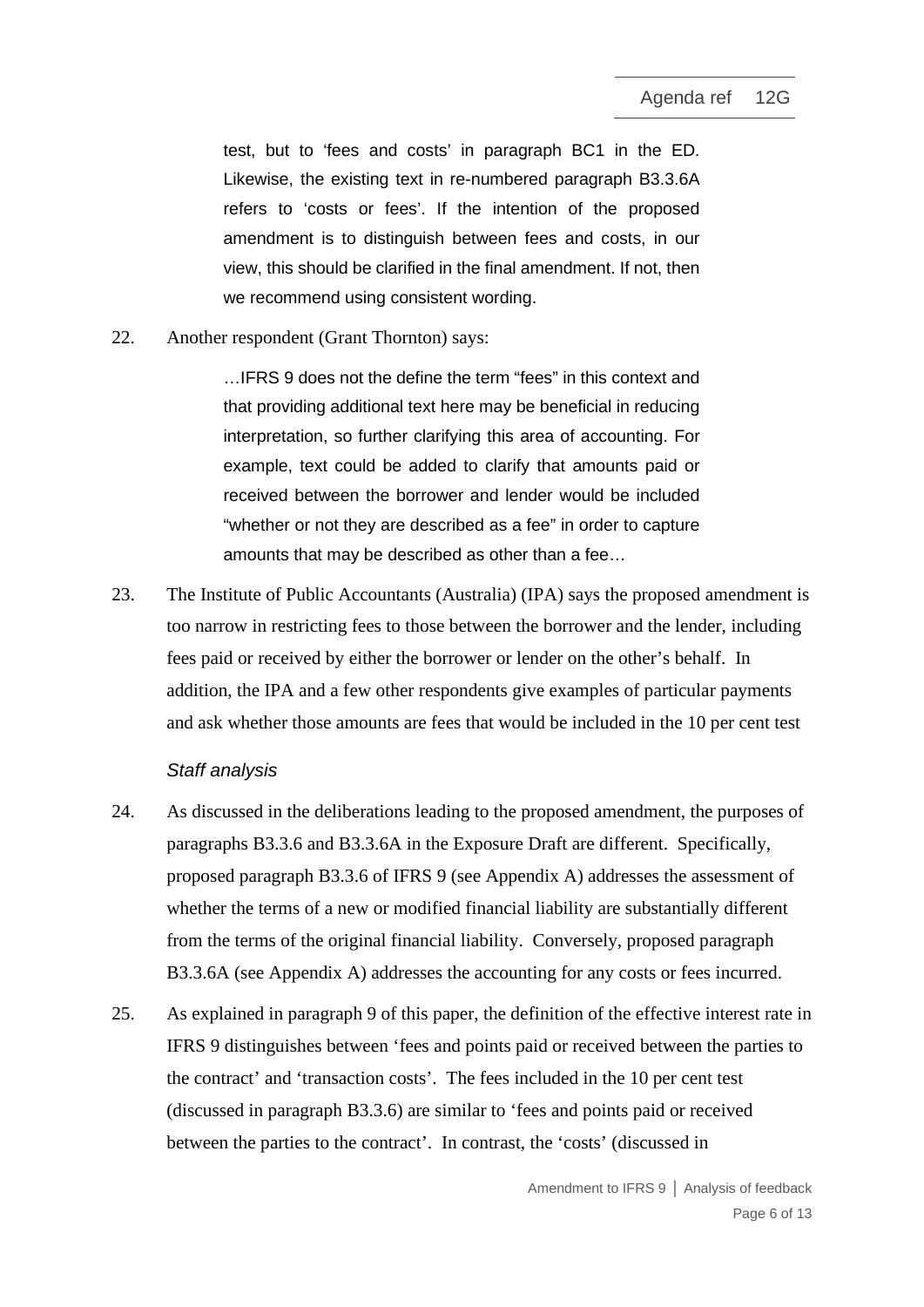> test, but to 'fees and costs' in paragraph BC1 in the ED. Likewise, the existing text in re-numbered paragraph B3.3.6A refers to 'costs or fees'. If the intention of the proposed amendment is to distinguish between fees and costs, in our view, this should be clarified in the final amendment. If not, then we recommend using consistent wording.

22. Another respondent (Grant Thornton) says:

> …IFRS 9 does not the define the term "fees" in this context and that providing additional text here may be beneficial in reducing interpretation, so further clarifying this area of accounting. For example, text could be added to clarify that amounts paid or received between the borrower and lender would be included "whether or not they are described as a fee" in order to capture amounts that may be described as other than a fee…

23. The Institute of Public Accountants (Australia) (IPA) says the proposed amendment is too narrow in restricting fees to those between the borrower and the lender, including fees paid or received by either the borrower or lender on the other's behalf. In addition, the IPA and a few other respondents give examples of particular payments and ask whether those amounts are fees that would be included in the 10 per cent test

### *Staff analysis*

24. As discussed in the deliberations leading to the proposed amendment, the purposes of paragraphs B3.3.6 and B3.3.6A in the Exposure Draft are different. Specifically, proposed paragraph B3.3.6 of IFRS 9 (see Appendix A) addresses the assessment of whether the terms of a new or modified financial liability are substantially different from the terms of the original financial liability. Conversely, proposed paragraph B3.3.6A (see Appendix A) addresses the accounting for any costs or fees incurred.

25. As explained in paragraph 9 of this paper, the definition of the effective interest rate in IFRS 9 distinguishes between 'fees and points paid or received between the parties to the contract' and 'transaction costs'. The fees included in the 10 per cent test (discussed in paragraph B3.3.6) are similar to 'fees and points paid or received between the parties to the contract'. In contrast, the 'costs' (discussed in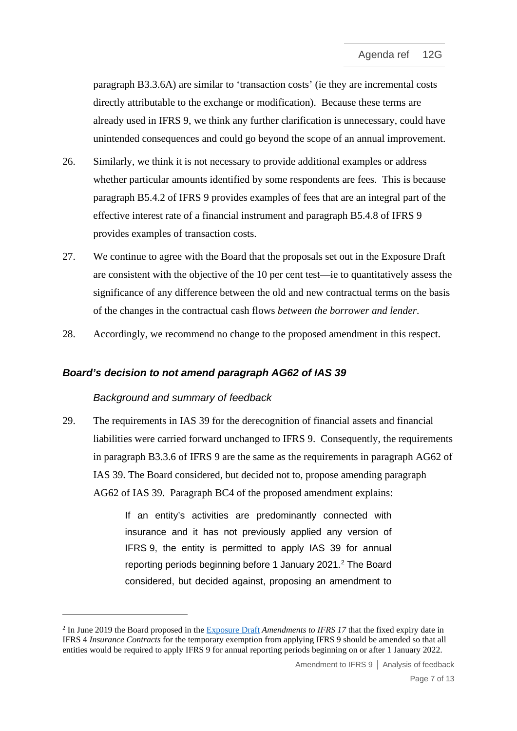paragraph B3.3.6A) are similar to 'transaction costs' (ie they are incremental costs directly attributable to the exchange or modification). Because these terms are already used in IFRS 9, we think any further clarification is unnecessary, could have unintended consequences and could go beyond the scope of an annual improvement.

26. Similarly, we think it is not necessary to provide additional examples or address whether particular amounts identified by some respondents are fees. This is because paragraph B5.4.2 of IFRS 9 provides examples of fees that are an integral part of the effective interest rate of a financial instrument and paragraph B5.4.8 of IFRS 9 provides examples of transaction costs.

27. We continue to agree with the Board that the proposals set out in the Exposure Draft are consistent with the objective of the 10 per cent test—ie to quantitatively assess the significance of any difference between the old and new contractual terms on the basis of the changes in the contractual cash flows *between the borrower and lender*.

28. Accordingly, we recommend no change to the proposed amendment in this respect.

### *Board's decision to not amend paragraph AG62 of IAS 39*

#### *Background and summary of feedback*

29. The requirements in IAS 39 for the derecognition of financial assets and financial liabilities were carried forward unchanged to IFRS 9. Consequently, the requirements in paragraph B3.3.6 of IFRS 9 are the same as the requirements in paragraph AG62 of IAS 39. The Board considered, but decided not to, propose amending paragraph AG62 of IAS 39. Paragraph BC4 of the proposed amendment explains:

> If an entity's activities are predominantly connected with insurance and it has not previously applied any version of IFRS 9, the entity is permitted to apply IAS 39 for annual reporting periods beginning before 1 January 2021.[2] The Board considered, but decided against, proposing an amendment to

---

[2] In June 2019 the Board proposed in the Exposure Draft *Amendments to IFRS 17* that the fixed expiry date in IFRS 4 *Insurance Contracts* for the temporary exemption from applying IFRS 9 should be amended so that all entities would be required to apply IFRS 9 for annual reporting periods beginning on or after 1 January 2022.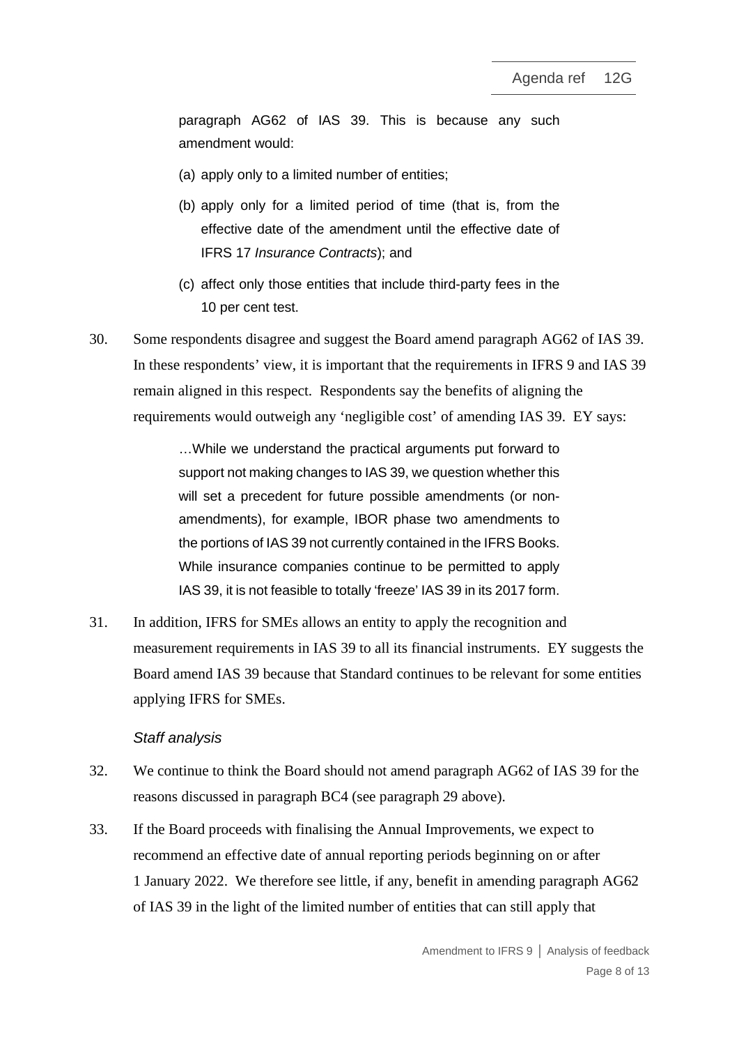paragraph AG62 of IAS 39. This is because any such amendment would:

(a) apply only to a limited number of entities;

(b) apply only for a limited period of time (that is, from the effective date of the amendment until the effective date of IFRS 17 *Insurance Contracts*); and

(c) affect only those entities that include third-party fees in the 10 per cent test.

30. Some respondents disagree and suggest the Board amend paragraph AG62 of IAS 39. In these respondents' view, it is important that the requirements in IFRS 9 and IAS 39 remain aligned in this respect. Respondents say the benefits of aligning the requirements would outweigh any 'negligible cost' of amending IAS 39. EY says:

> …While we understand the practical arguments put forward to support not making changes to IAS 39, we question whether this will set a precedent for future possible amendments (or non-amendments), for example, IBOR phase two amendments to the portions of IAS 39 not currently contained in the IFRS Books. While insurance companies continue to be permitted to apply IAS 39, it is not feasible to totally 'freeze' IAS 39 in its 2017 form.

31. In addition, IFRS for SMEs allows an entity to apply the recognition and measurement requirements in IAS 39 to all its financial instruments. EY suggests the Board amend IAS 39 because that Standard continues to be relevant for some entities applying IFRS for SMEs.

*Staff analysis*

32. We continue to think the Board should not amend paragraph AG62 of IAS 39 for the reasons discussed in paragraph BC4 (see paragraph 29 above).

33. If the Board proceeds with finalising the Annual Improvements, we expect to recommend an effective date of annual reporting periods beginning on or after 1 January 2022. We therefore see little, if any, benefit in amending paragraph AG62 of IAS 39 in the light of the limited number of entities that can still apply that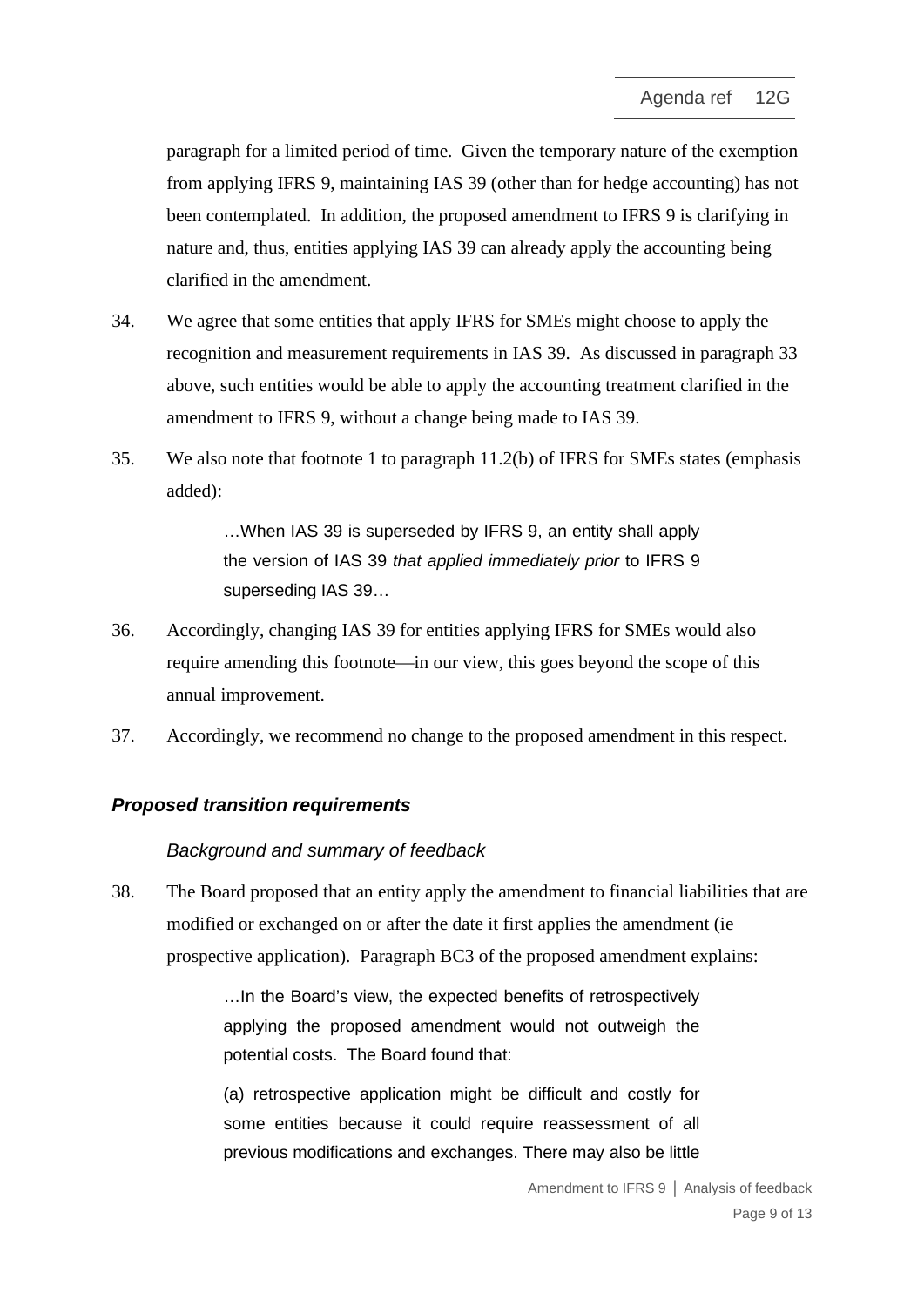paragraph for a limited period of time. Given the temporary nature of the exemption from applying IFRS 9, maintaining IAS 39 (other than for hedge accounting) has not been contemplated. In addition, the proposed amendment to IFRS 9 is clarifying in nature and, thus, entities applying IAS 39 can already apply the accounting being clarified in the amendment.

34. We agree that some entities that apply IFRS for SMEs might choose to apply the recognition and measurement requirements in IAS 39. As discussed in paragraph 33 above, such entities would be able to apply the accounting treatment clarified in the amendment to IFRS 9, without a change being made to IAS 39.

35. We also note that footnote 1 to paragraph 11.2(b) of IFRS for SMEs states (emphasis added):

> …When IAS 39 is superseded by IFRS 9, an entity shall apply the version of IAS 39 *that applied immediately prior* to IFRS 9 superseding IAS 39…

36. Accordingly, changing IAS 39 for entities applying IFRS for SMEs would also require amending this footnote—in our view, this goes beyond the scope of this annual improvement.

37. Accordingly, we recommend no change to the proposed amendment in this respect.

### *Proposed transition requirements*

#### *Background and summary of feedback*

38. The Board proposed that an entity apply the amendment to financial liabilities that are modified or exchanged on or after the date it first applies the amendment (ie prospective application). Paragraph BC3 of the proposed amendment explains:

> …In the Board's view, the expected benefits of retrospectively applying the proposed amendment would not outweigh the potential costs. The Board found that:
>
> (a) retrospective application might be difficult and costly for some entities because it could require reassessment of all previous modifications and exchanges. There may also be little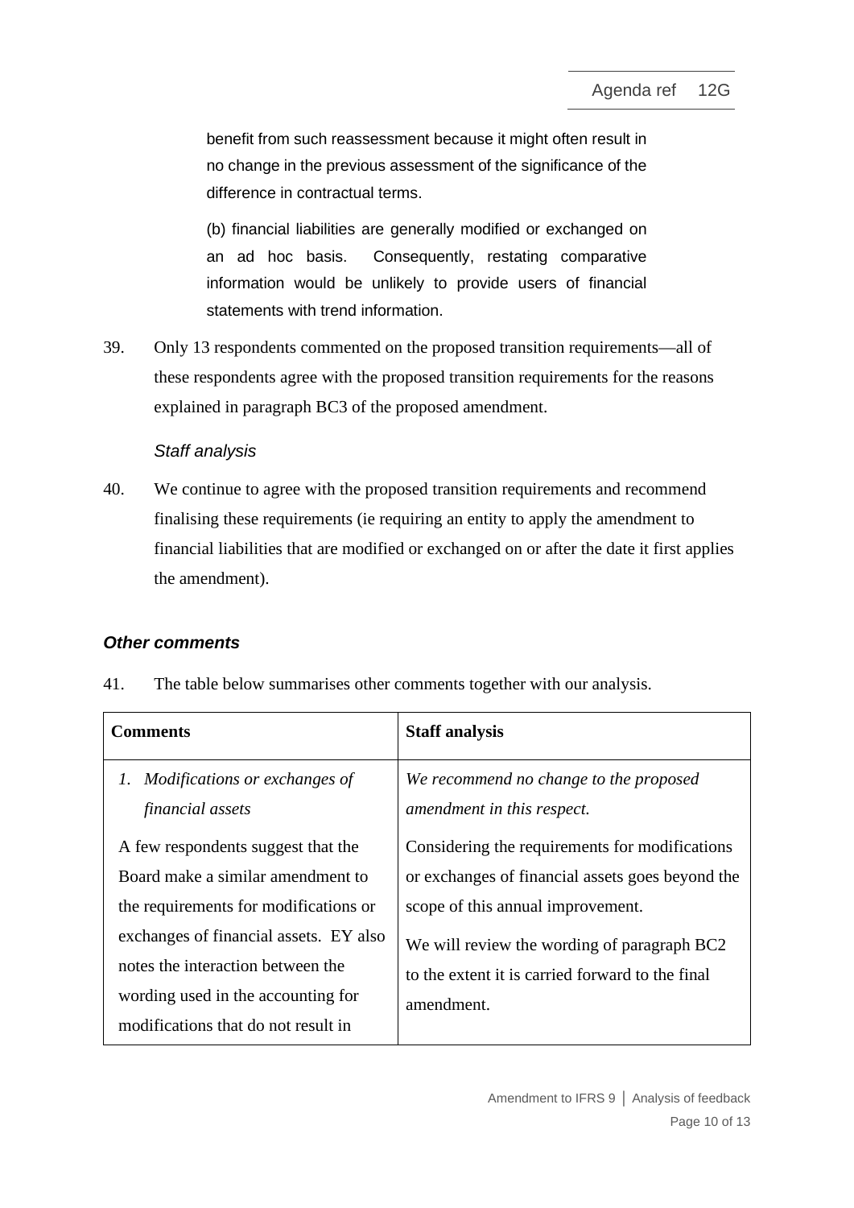benefit from such reassessment because it might often result in no change in the previous assessment of the significance of the difference in contractual terms.

(b) financial liabilities are generally modified or exchanged on an ad hoc basis. Consequently, restating comparative information would be unlikely to provide users of financial statements with trend information.

39. Only 13 respondents commented on the proposed transition requirements—all of these respondents agree with the proposed transition requirements for the reasons explained in paragraph BC3 of the proposed amendment.

*Staff analysis*

40. We continue to agree with the proposed transition requirements and recommend finalising these requirements (ie requiring an entity to apply the amendment to financial liabilities that are modified or exchanged on or after the date it first applies the amendment).

### *Other comments*

41. The table below summarises other comments together with our analysis.

| Comments | Staff analysis |
|---|---|
| *1. Modifications or exchanges of financial assets*<br><br>A few respondents suggest that the Board make a similar amendment to the requirements for modifications or exchanges of financial assets. EY also notes the interaction between the wording used in the accounting for modifications that do not result in | *We recommend no change to the proposed amendment in this respect.*<br><br>Considering the requirements for modifications or exchanges of financial assets goes beyond the scope of this annual improvement.<br><br>We will review the wording of paragraph BC2 to the extent it is carried forward to the final amendment. |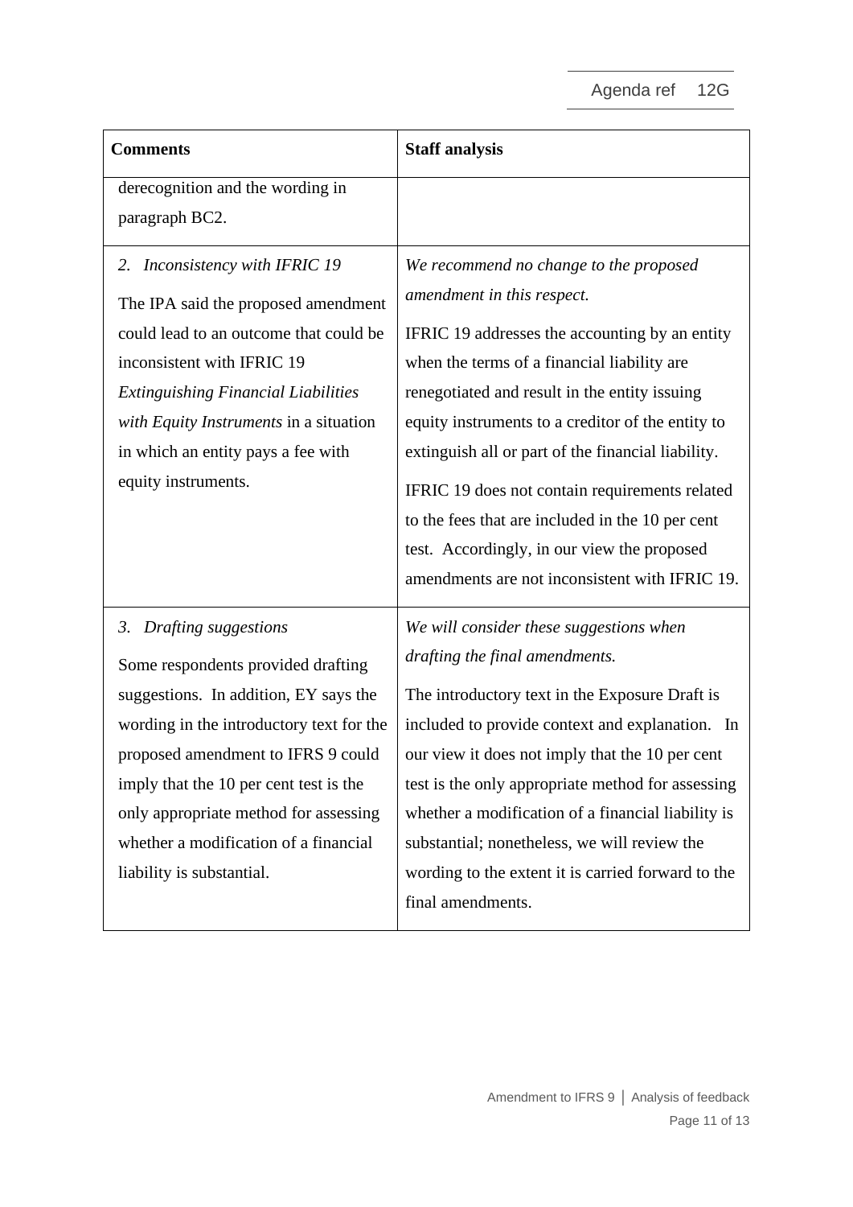| Comments | Staff analysis |
|---|---|
| derecognition and the wording in paragraph BC2. | |
| *2. Inconsistency with IFRIC 19*<br><br>The IPA said the proposed amendment could lead to an outcome that could be inconsistent with IFRIC 19 *Extinguishing Financial Liabilities with Equity Instruments* in a situation in which an entity pays a fee with equity instruments. | *We recommend no change to the proposed amendment in this respect.*<br><br>IFRIC 19 addresses the accounting by an entity when the terms of a financial liability are renegotiated and result in the entity issuing equity instruments to a creditor of the entity to extinguish all or part of the financial liability.<br><br>IFRIC 19 does not contain requirements related to the fees that are included in the 10 per cent test. Accordingly, in our view the proposed amendments are not inconsistent with IFRIC 19. |
| *3. Drafting suggestions*<br><br>Some respondents provided drafting suggestions. In addition, EY says the wording in the introductory text for the proposed amendment to IFRS 9 could imply that the 10 per cent test is the only appropriate method for assessing whether a modification of a financial liability is substantial. | *We will consider these suggestions when drafting the final amendments.*<br><br>The introductory text in the Exposure Draft is included to provide context and explanation. In our view it does not imply that the 10 per cent test is the only appropriate method for assessing whether a modification of a financial liability is substantial; nonetheless, we will review the wording to the extent it is carried forward to the final amendments. |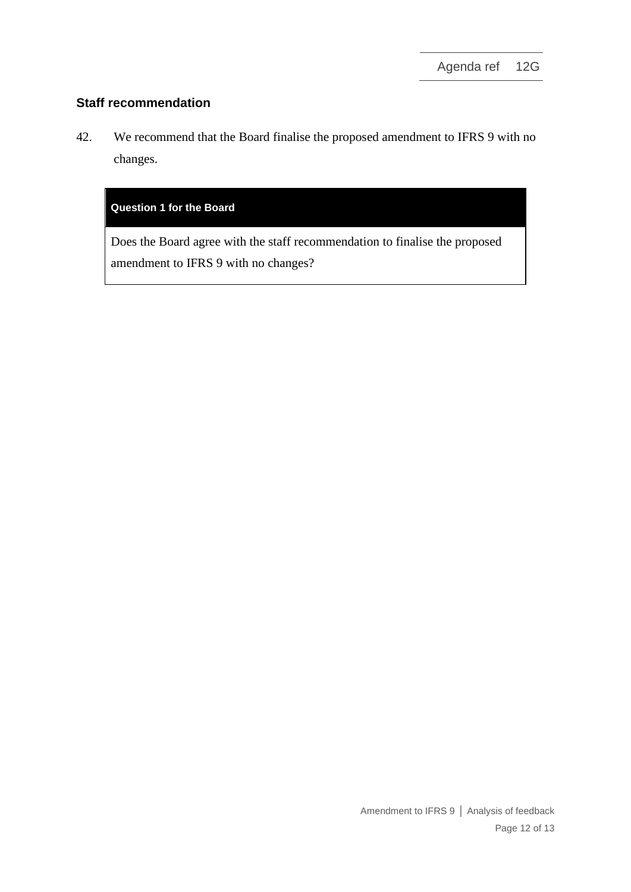## Staff recommendation

42. We recommend that the Board finalise the proposed amendment to IFRS 9 with no changes.

| **Question 1 for the Board** |
| --- |
| Does the Board agree with the staff recommendation to finalise the proposed amendment to IFRS 9 with no changes? |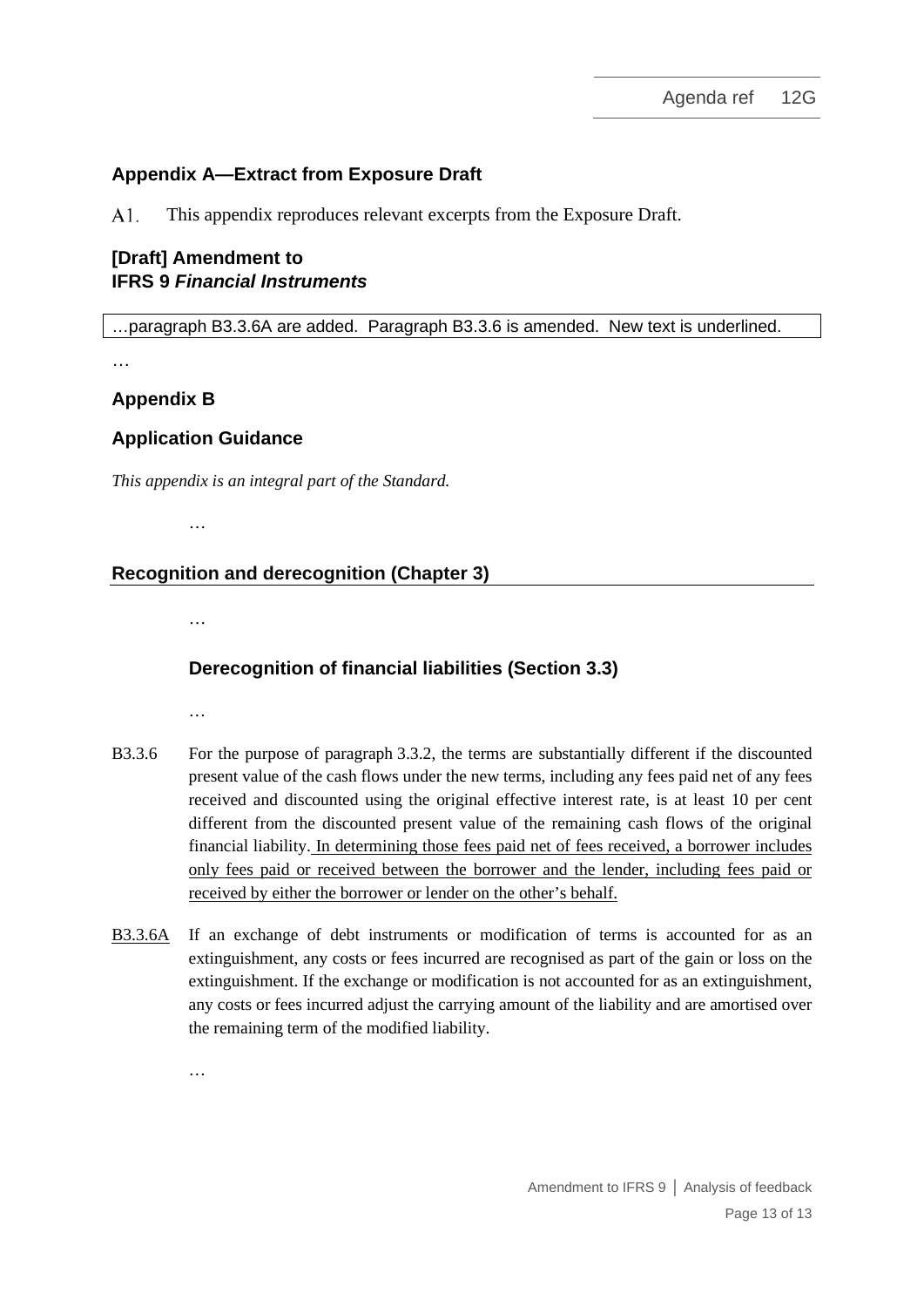## Appendix A—Extract from Exposure Draft

A1. This appendix reproduces relevant excerpts from the Exposure Draft.

### [Draft] Amendment to IFRS 9 *Financial Instruments*

…paragraph B3.3.6A are added. Paragraph B3.3.6 is amended. New text is underlined.

…

### Appendix B

### Application Guidance

*This appendix is an integral part of the Standard.*

…

### Recognition and derecognition (Chapter 3)

…

#### Derecognition of financial liabilities (Section 3.3)

…

B3.3.6 For the purpose of paragraph 3.3.2, the terms are substantially different if the discounted present value of the cash flows under the new terms, including any fees paid net of any fees received and discounted using the original effective interest rate, is at least 10 per cent different from the discounted present value of the remaining cash flows of the original financial liability. <u>In determining those fees paid net of fees received, a borrower includes only fees paid or received between the borrower and the lender, including fees paid or received by either the borrower or lender on the other's behalf.</u>

<u>B3.3.6A</u> If an exchange of debt instruments or modification of terms is accounted for as an extinguishment, any costs or fees incurred are recognised as part of the gain or loss on the extinguishment. If the exchange or modification is not accounted for as an extinguishment, any costs or fees incurred adjust the carrying amount of the liability and are amortised over the remaining term of the modified liability.

…